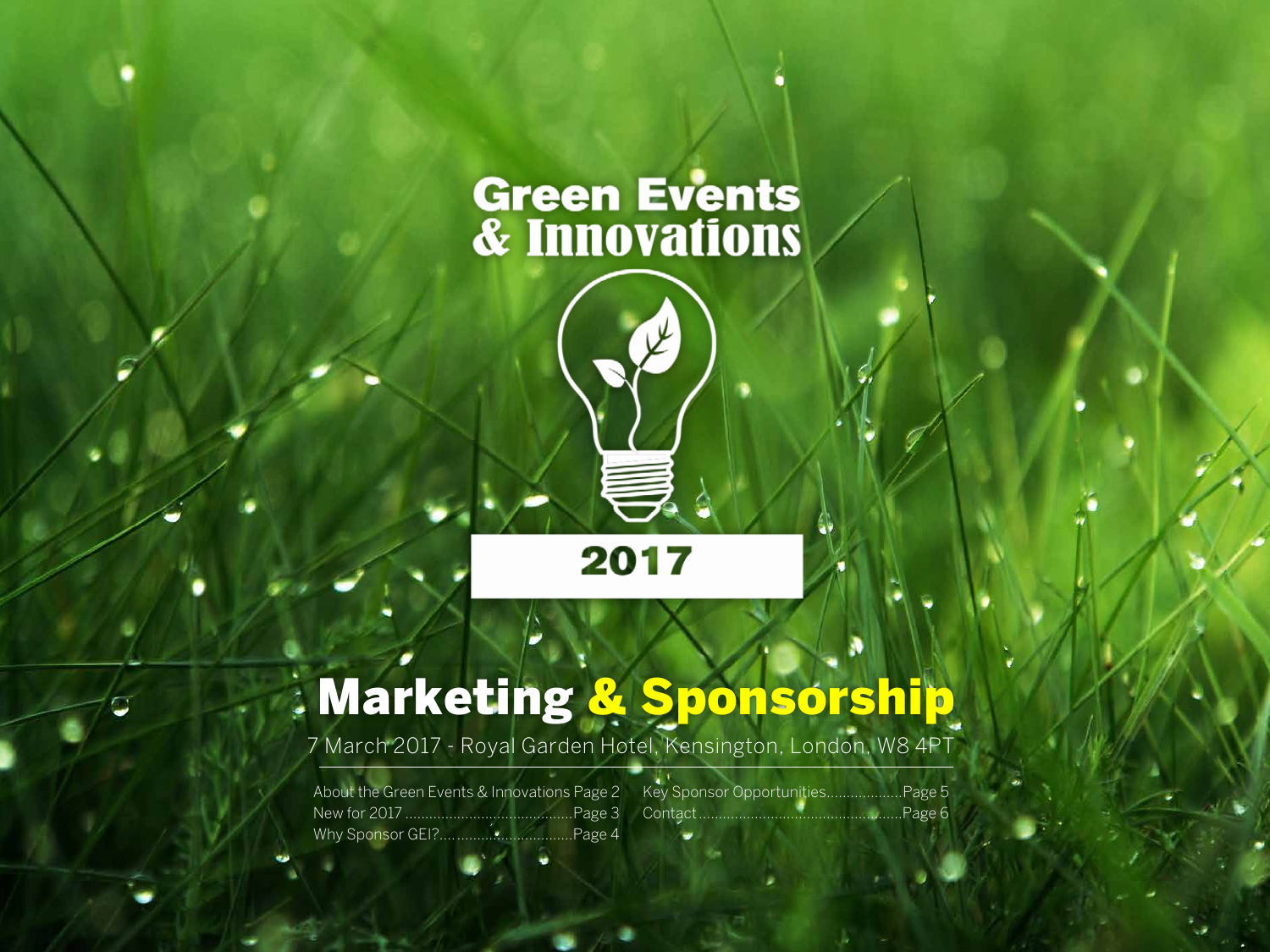# Green Events & Innovations

2017

## Marketing & Sponsorship

7 March 2017 - Royal Garden Hotel, Kensington, London, W8 4PT

About the Green Events & Innovations Page 2
New for 2017 .......................................Page 3
Why Sponsor GEI?...................................Page 4
Key Sponsor Opportunities...................Page 5
Contact..................................................Page 6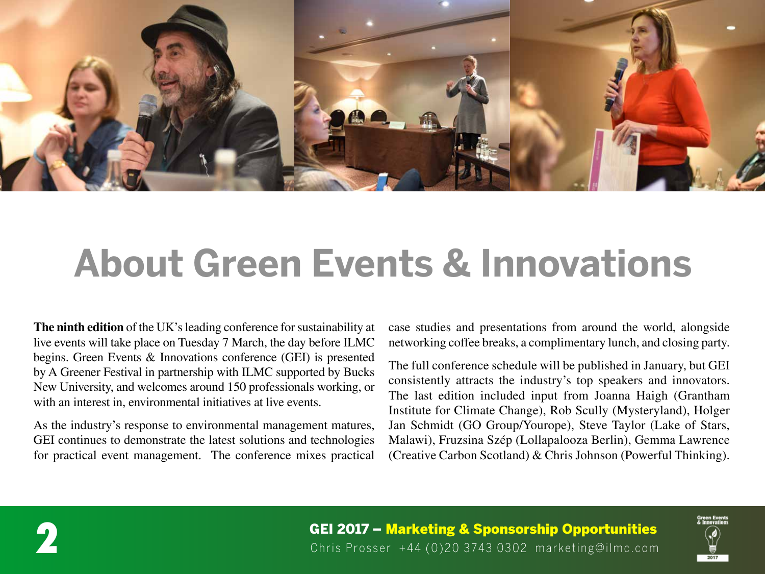# About Green Events & Innovations

**The ninth edition** of the UK's leading conference for sustainability at live events will take place on Tuesday 7 March, the day before ILMC begins. Green Events & Innovations conference (GEI) is presented by A Greener Festival in partnership with ILMC supported by Bucks New University, and welcomes around 150 professionals working, or with an interest in, environmental initiatives at live events.

As the industry's response to environmental management matures, GEI continues to demonstrate the latest solutions and technologies for practical event management. The conference mixes practical case studies and presentations from around the world, alongside networking coffee breaks, a complimentary lunch, and closing party.

The full conference schedule will be published in January, but GEI consistently attracts the industry's top speakers and innovators. The last edition included input from Joanna Haigh (Grantham Institute for Climate Change), Rob Scully (Mysteryland), Holger Jan Schmidt (GO Group/Yourope), Steve Taylor (Lake of Stars, Malawi), Fruzsina Szép (Lollapalooza Berlin), Gemma Lawrence (Creative Carbon Scotland) & Chris Johnson (Powerful Thinking).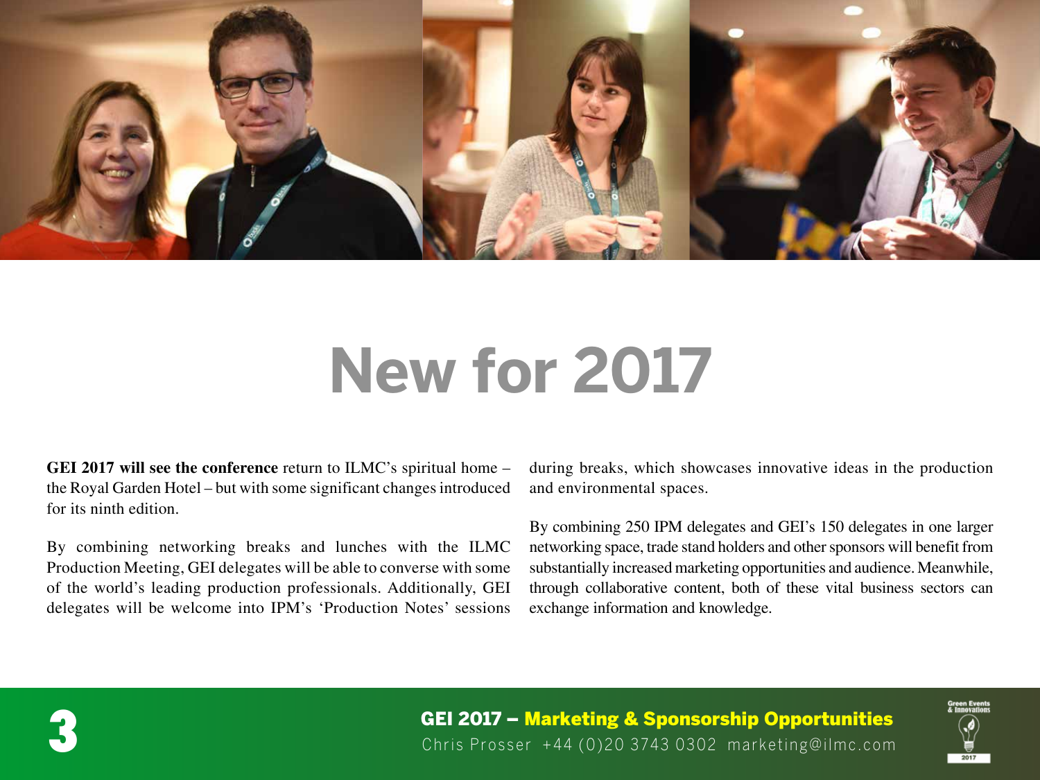# New for 2017

**GEI 2017 will see the conference** return to ILMC's spiritual home – the Royal Garden Hotel – but with some significant changes introduced for its ninth edition.

By combining networking breaks and lunches with the ILMC Production Meeting, GEI delegates will be able to converse with some of the world's leading production professionals. Additionally, GEI delegates will be welcome into IPM's 'Production Notes' sessions during breaks, which showcases innovative ideas in the production and environmental spaces.

By combining 250 IPM delegates and GEI's 150 delegates in one larger networking space, trade stand holders and other sponsors will benefit from substantially increased marketing opportunities and audience. Meanwhile, through collaborative content, both of these vital business sectors can exchange information and knowledge.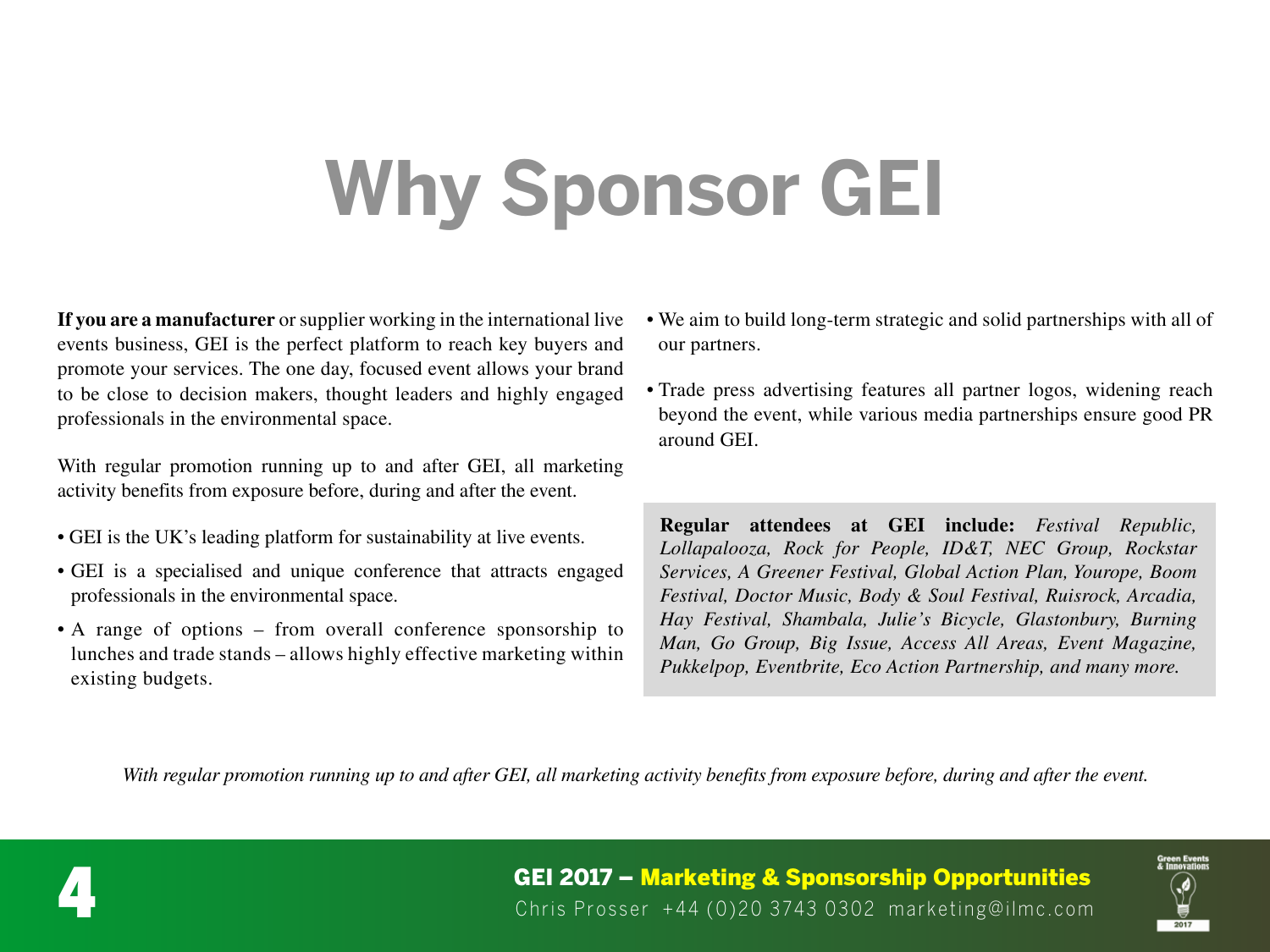# Why Sponsor GEI

**If you are a manufacturer** or supplier working in the international live events business, GEI is the perfect platform to reach key buyers and promote your services. The one day, focused event allows your brand to be close to decision makers, thought leaders and highly engaged professionals in the environmental space.

With regular promotion running up to and after GEI, all marketing activity benefits from exposure before, during and after the event.

- GEI is the UK's leading platform for sustainability at live events.
- GEI is a specialised and unique conference that attracts engaged professionals in the environmental space.
- A range of options – from overall conference sponsorship to lunches and trade stands – allows highly effective marketing within existing budgets.
- We aim to build long-term strategic and solid partnerships with all of our partners.
- Trade press advertising features all partner logos, widening reach beyond the event, while various media partnerships ensure good PR around GEI.

**Regular attendees at GEI include:** *Festival Republic, Lollapalooza, Rock for People, ID&T, NEC Group, Rockstar Services, A Greener Festival, Global Action Plan, Yourope, Boom Festival, Doctor Music, Body & Soul Festival, Ruisrock, Arcadia, Hay Festival, Shambala, Julie's Bicycle, Glastonbury, Burning Man, Go Group, Big Issue, Access All Areas, Event Magazine, Pukkelpop, Eventbrite, Eco Action Partnership, and many more.*

*With regular promotion running up to and after GEI, all marketing activity benefits from exposure before, during and after the event.*

**GEI 2017 – Marketing & Sponsorship Opportunities**
Chris Prosser +44 (0)20 3743 0302 marketing@ilmc.com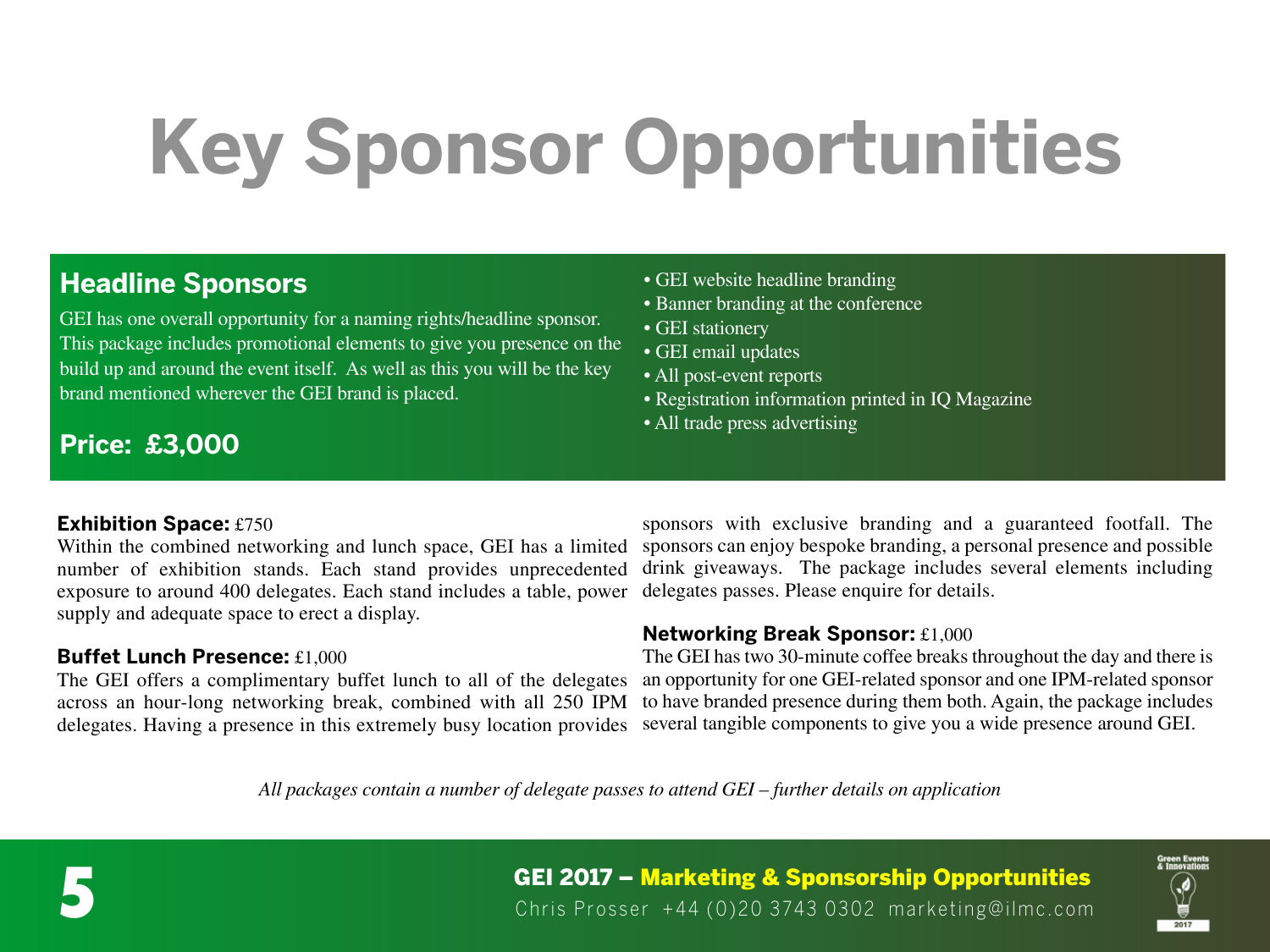# Key Sponsor Opportunities

## Headline Sponsors

GEI has one overall opportunity for a naming rights/headline sponsor. This package includes promotional elements to give you presence on the build up and around the event itself. As well as this you will be the key brand mentioned wherever the GEI brand is placed.

- GEI website headline branding
- Banner branding at the conference
- GEI stationery
- GEI email updates
- All post-event reports
- Registration information printed in IQ Magazine
- All trade press advertising

**Price: £3,000**

**Exhibition Space:** £750
Within the combined networking and lunch space, GEI has a limited number of exhibition stands. Each stand provides unprecedented exposure to around 400 delegates. Each stand includes a table, power supply and adequate space to erect a display.

**Buffet Lunch Presence:** £1,000
The GEI offers a complimentary buffet lunch to all of the delegates across an hour-long networking break, combined with all 250 IPM delegates. Having a presence in this extremely busy location provides sponsors with exclusive branding and a guaranteed footfall. The sponsors can enjoy bespoke branding, a personal presence and possible drink giveaways. The package includes several elements including delegates passes. Please enquire for details.

**Networking Break Sponsor:** £1,000
The GEI has two 30-minute coffee breaks throughout the day and there is an opportunity for one GEI-related sponsor and one IPM-related sponsor to have branded presence during them both. Again, the package includes several tangible components to give you a wide presence around GEI.

*All packages contain a number of delegate passes to attend GEI – further details on application*

**GEI 2017 – Marketing & Sponsorship Opportunities**
Chris Prosser +44 (0)20 3743 0302 marketing@ilmc.com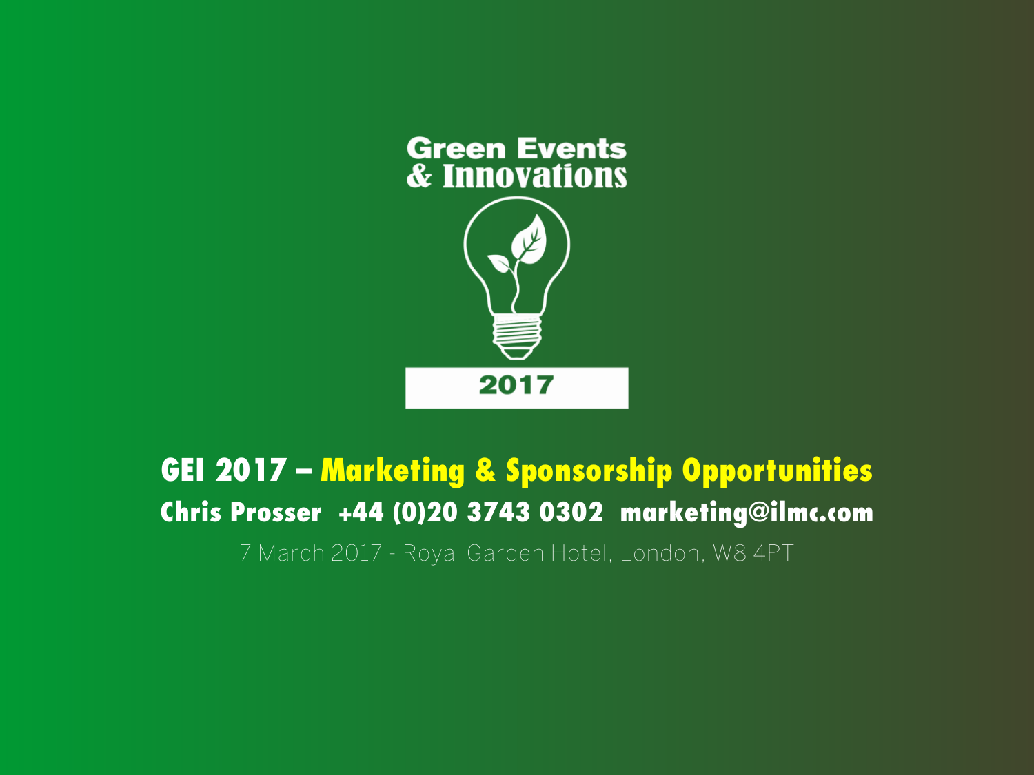Green Events
& Innovations

2017

## GEI 2017 – Marketing & Sponsorship Opportunities

**Chris Prosser +44 (0)20 3743 0302 marketing@ilmc.com**

7 March 2017 - Royal Garden Hotel, London, W8 4PT